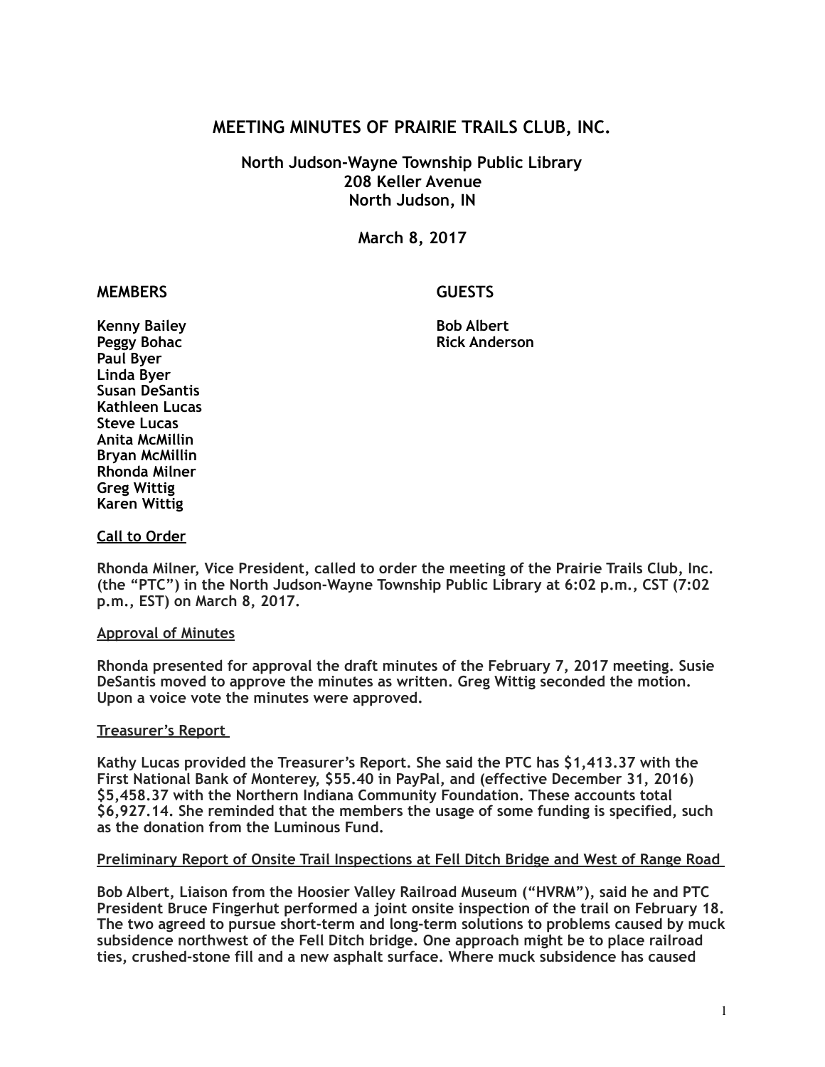# MEETING MINUTES OF PRAIRIE TRAILS CLUB, INC.

**North Judson-Wayne Township Public Library**
**208 Keller Avenue**
**North Judson, IN**

**March 8, 2017**

| MEMBERS | GUESTS |
|---|---|
| Kenny Bailey | Bob Albert |
| Peggy Bohac | Rick Anderson |
| Paul Byer | |
| Linda Byer | |
| Susan DeSantis | |
| Kathleen Lucas | |
| Steve Lucas | |
| Anita McMillin | |
| Bryan McMillin | |
| Rhonda Milner | |
| Greg Wittig | |
| Karen Wittig | |

**Call to Order**

Rhonda Milner, Vice President, called to order the meeting of the Prairie Trails Club, Inc. (the "PTC") in the North Judson-Wayne Township Public Library at 6:02 p.m., CST (7:02 p.m., EST) on March 8, 2017.

**Approval of Minutes**

Rhonda presented for approval the draft minutes of the February 7, 2017 meeting. Susie DeSantis moved to approve the minutes as written. Greg Wittig seconded the motion. Upon a voice vote the minutes were approved.

**Treasurer's Report**

Kathy Lucas provided the Treasurer's Report. She said the PTC has $1,413.37 with the First National Bank of Monterey, $55.40 in PayPal, and (effective December 31, 2016) $5,458.37 with the Northern Indiana Community Foundation. These accounts total $6,927.14. She reminded that the members the usage of some funding is specified, such as the donation from the Luminous Fund.

**Preliminary Report of Onsite Trail Inspections at Fell Ditch Bridge and West of Range Road**

Bob Albert, Liaison from the Hoosier Valley Railroad Museum ("HVRM"), said he and PTC President Bruce Fingerhut performed a joint onsite inspection of the trail on February 18. The two agreed to pursue short-term and long-term solutions to problems caused by muck subsidence northwest of the Fell Ditch bridge. One approach might be to place railroad ties, crushed-stone fill and a new asphalt surface. Where muck subsidence has caused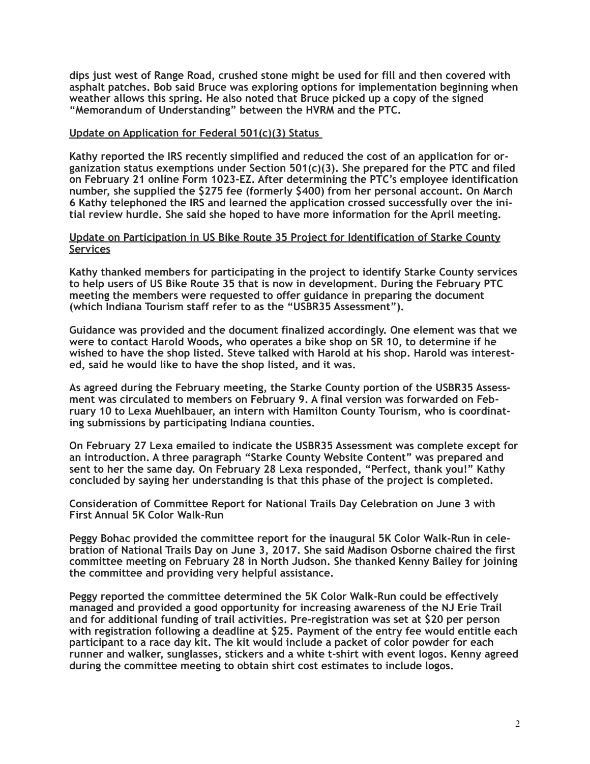**dips just west of Range Road, crushed stone might be used for fill and then covered with asphalt patches. Bob said Bruce was exploring options for implementation beginning when weather allows this spring. He also noted that Bruce picked up a copy of the signed "Memorandum of Understanding" between the HVRM and the PTC.**

**<u>Update on Application for Federal 501(c)(3) Status</u>**

**Kathy reported the IRS recently simplified and reduced the cost of an application for organization status exemptions under Section 501(c)(3). She prepared for the PTC and filed on February 21 online Form 1023-EZ. After determining the PTC's employee identification number, she supplied the $275 fee (formerly $400) from her personal account. On March 6 Kathy telephoned the IRS and learned the application crossed successfully over the initial review hurdle. She said she hoped to have more information for the April meeting.**

**<u>Update on Participation in US Bike Route 35 Project for Identification of Starke County Services</u>**

**Kathy thanked members for participating in the project to identify Starke County services to help users of US Bike Route 35 that is now in development. During the February PTC meeting the members were requested to offer guidance in preparing the document (which Indiana Tourism staff refer to as the "USBR35 Assessment").**

**Guidance was provided and the document finalized accordingly. One element was that we were to contact Harold Woods, who operates a bike shop on SR 10, to determine if he wished to have the shop listed. Steve talked with Harold at his shop. Harold was interested, said he would like to have the shop listed, and it was.**

**As agreed during the February meeting, the Starke County portion of the USBR35 Assessment was circulated to members on February 9. A final version was forwarded on February 10 to Lexa Muehlbauer, an intern with Hamilton County Tourism, who is coordinating submissions by participating Indiana counties.**

**On February 27 Lexa emailed to indicate the USBR35 Assessment was complete except for an introduction. A three paragraph "Starke County Website Content" was prepared and sent to her the same day. On February 28 Lexa responded, "Perfect, thank you!" Kathy concluded by saying her understanding is that this phase of the project is completed.**

**Consideration of Committee Report for National Trails Day Celebration on June 3 with First Annual 5K Color Walk-Run**

**Peggy Bohac provided the committee report for the inaugural 5K Color Walk-Run in celebration of National Trails Day on June 3, 2017. She said Madison Osborne chaired the first committee meeting on February 28 in North Judson. She thanked Kenny Bailey for joining the committee and providing very helpful assistance.**

**Peggy reported the committee determined the 5K Color Walk-Run could be effectively managed and provided a good opportunity for increasing awareness of the NJ Erie Trail and for additional funding of trail activities. Pre-registration was set at $20 per person with registration following a deadline at $25. Payment of the entry fee would entitle each participant to a race day kit. The kit would include a packet of color powder for each runner and walker, sunglasses, stickers and a white t-shirt with event logos. Kenny agreed during the committee meeting to obtain shirt cost estimates to include logos.**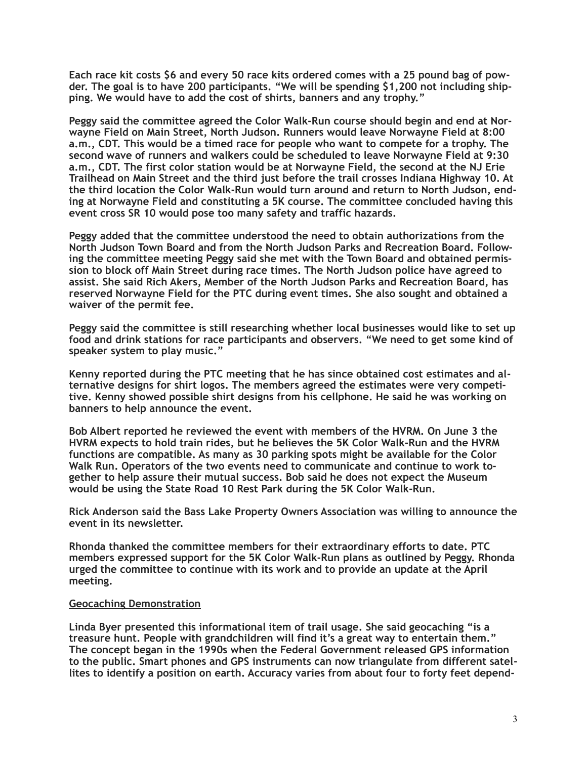Each race kit costs $6 and every 50 race kits ordered comes with a 25 pound bag of powder. The goal is to have 200 participants. "We will be spending $1,200 not including shipping. We would have to add the cost of shirts, banners and any trophy."

Peggy said the committee agreed the Color Walk-Run course should begin and end at Norwayne Field on Main Street, North Judson. Runners would leave Norwayne Field at 8:00 a.m., CDT. This would be a timed race for people who want to compete for a trophy. The second wave of runners and walkers could be scheduled to leave Norwayne Field at 9:30 a.m., CDT. The first color station would be at Norwayne Field, the second at the NJ Erie Trailhead on Main Street and the third just before the trail crosses Indiana Highway 10. At the third location the Color Walk-Run would turn around and return to North Judson, ending at Norwayne Field and constituting a 5K course. The committee concluded having this event cross SR 10 would pose too many safety and traffic hazards.

Peggy added that the committee understood the need to obtain authorizations from the North Judson Town Board and from the North Judson Parks and Recreation Board. Following the committee meeting Peggy said she met with the Town Board and obtained permission to block off Main Street during race times. The North Judson police have agreed to assist. She said Rich Akers, Member of the North Judson Parks and Recreation Board, has reserved Norwayne Field for the PTC during event times. She also sought and obtained a waiver of the permit fee.

Peggy said the committee is still researching whether local businesses would like to set up food and drink stations for race participants and observers. "We need to get some kind of speaker system to play music."

Kenny reported during the PTC meeting that he has since obtained cost estimates and alternative designs for shirt logos. The members agreed the estimates were very competitive. Kenny showed possible shirt designs from his cellphone. He said he was working on banners to help announce the event.

Bob Albert reported he reviewed the event with members of the HVRM. On June 3 the HVRM expects to hold train rides, but he believes the 5K Color Walk-Run and the HVRM functions are compatible. As many as 30 parking spots might be available for the Color Walk Run. Operators of the two events need to communicate and continue to work together to help assure their mutual success. Bob said he does not expect the Museum would be using the State Road 10 Rest Park during the 5K Color Walk-Run.

Rick Anderson said the Bass Lake Property Owners Association was willing to announce the event in its newsletter.

Rhonda thanked the committee members for their extraordinary efforts to date. PTC members expressed support for the 5K Color Walk-Run plans as outlined by Peggy. Rhonda urged the committee to continue with its work and to provide an update at the April meeting.

<u>Geocaching Demonstration</u>

Linda Byer presented this informational item of trail usage. She said geocaching "is a treasure hunt. People with grandchildren will find it's a great way to entertain them." The concept began in the 1990s when the Federal Government released GPS information to the public. Smart phones and GPS instruments can now triangulate from different satellites to identify a position on earth. Accuracy varies from about four to forty feet depend-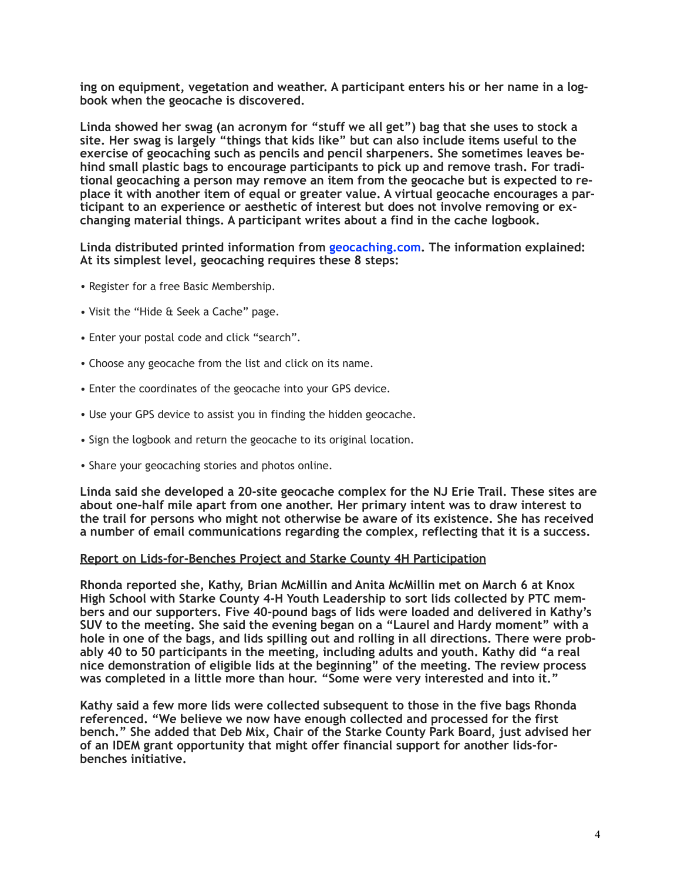ing on equipment, vegetation and weather. A participant enters his or her name in a logbook when the geocache is discovered.

Linda showed her swag (an acronym for "stuff we all get") bag that she uses to stock a site. Her swag is largely "things that kids like" but can also include items useful to the exercise of geocaching such as pencils and pencil sharpeners. She sometimes leaves behind small plastic bags to encourage participants to pick up and remove trash. For traditional geocaching a person may remove an item from the geocache but is expected to replace it with another item of equal or greater value. A virtual geocache encourages a participant to an experience or aesthetic of interest but does not involve removing or exchanging material things. A participant writes about a find in the cache logbook.

Linda distributed printed information from geocaching.com. The information explained: At its simplest level, geocaching requires these 8 steps:

- Register for a free Basic Membership.
- Visit the "Hide & Seek a Cache" page.
- Enter your postal code and click "search".
- Choose any geocache from the list and click on its name.
- Enter the coordinates of the geocache into your GPS device.
- Use your GPS device to assist you in finding the hidden geocache.
- Sign the logbook and return the geocache to its original location.
- Share your geocaching stories and photos online.

Linda said she developed a 20-site geocache complex for the NJ Erie Trail. These sites are about one-half mile apart from one another. Her primary intent was to draw interest to the trail for persons who might not otherwise be aware of its existence. She has received a number of email communications regarding the complex, reflecting that it is a success.

Report on Lids-for-Benches Project and Starke County 4H Participation

Rhonda reported she, Kathy, Brian McMillin and Anita McMillin met on March 6 at Knox High School with Starke County 4-H Youth Leadership to sort lids collected by PTC members and our supporters. Five 40-pound bags of lids were loaded and delivered in Kathy's SUV to the meeting. She said the evening began on a "Laurel and Hardy moment" with a hole in one of the bags, and lids spilling out and rolling in all directions. There were probably 40 to 50 participants in the meeting, including adults and youth. Kathy did "a real nice demonstration of eligible lids at the beginning" of the meeting. The review process was completed in a little more than hour. "Some were very interested and into it."

Kathy said a few more lids were collected subsequent to those in the five bags Rhonda referenced. "We believe we now have enough collected and processed for the first bench." She added that Deb Mix, Chair of the Starke County Park Board, just advised her of an IDEM grant opportunity that might offer financial support for another lids-for-benches initiative.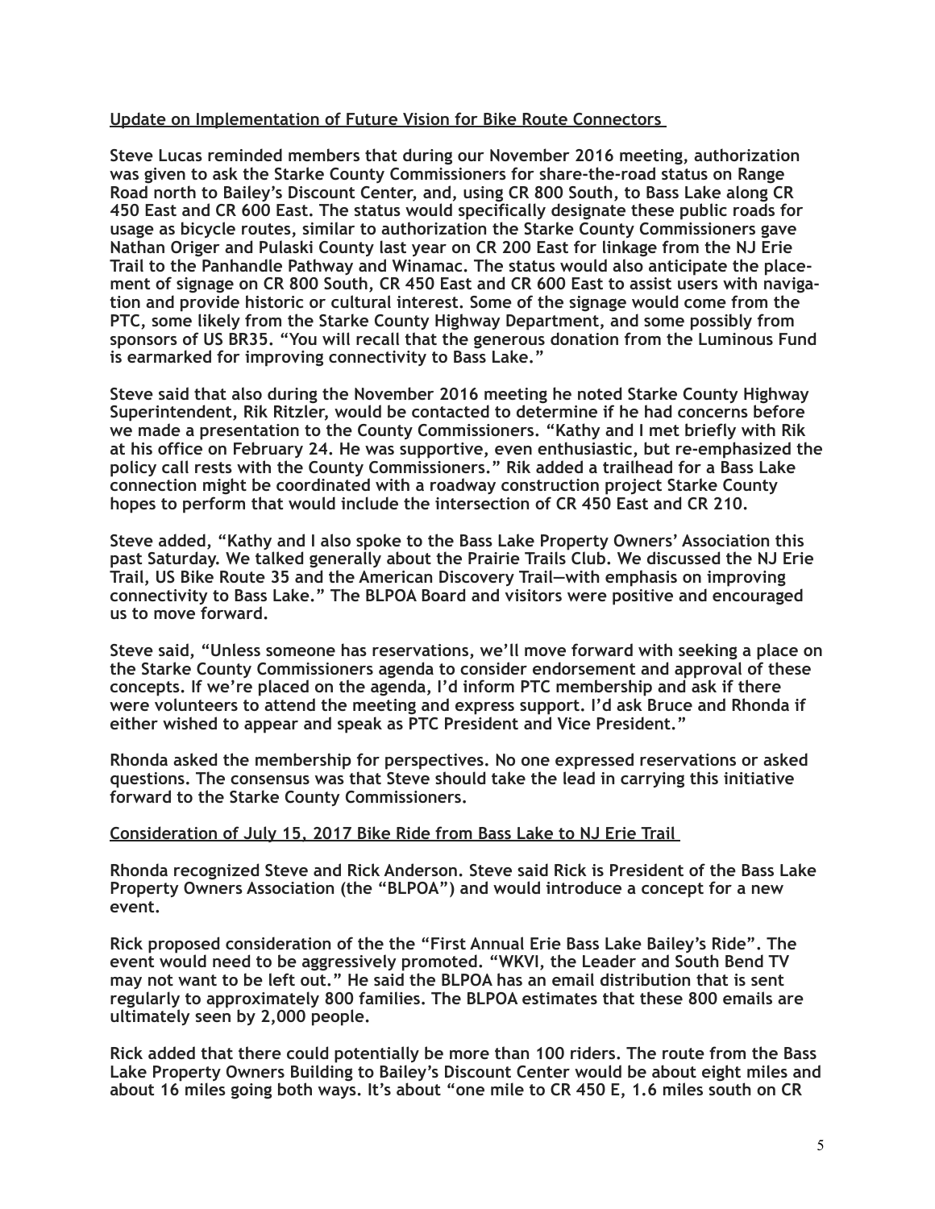## Update on Implementation of Future Vision for Bike Route Connectors

Steve Lucas reminded members that during our November 2016 meeting, authorization was given to ask the Starke County Commissioners for share-the-road status on Range Road north to Bailey's Discount Center, and, using CR 800 South, to Bass Lake along CR 450 East and CR 600 East. The status would specifically designate these public roads for usage as bicycle routes, similar to authorization the Starke County Commissioners gave Nathan Origer and Pulaski County last year on CR 200 East for linkage from the NJ Erie Trail to the Panhandle Pathway and Winamac. The status would also anticipate the placement of signage on CR 800 South, CR 450 East and CR 600 East to assist users with navigation and provide historic or cultural interest. Some of the signage would come from the PTC, some likely from the Starke County Highway Department, and some possibly from sponsors of US BR35. "You will recall that the generous donation from the Luminous Fund is earmarked for improving connectivity to Bass Lake."

Steve said that also during the November 2016 meeting he noted Starke County Highway Superintendent, Rik Ritzler, would be contacted to determine if he had concerns before we made a presentation to the County Commissioners. "Kathy and I met briefly with Rik at his office on February 24. He was supportive, even enthusiastic, but re-emphasized the policy call rests with the County Commissioners." Rik added a trailhead for a Bass Lake connection might be coordinated with a roadway construction project Starke County hopes to perform that would include the intersection of CR 450 East and CR 210.

Steve added, "Kathy and I also spoke to the Bass Lake Property Owners' Association this past Saturday. We talked generally about the Prairie Trails Club. We discussed the NJ Erie Trail, US Bike Route 35 and the American Discovery Trail—with emphasis on improving connectivity to Bass Lake." The BLPOA Board and visitors were positive and encouraged us to move forward.

Steve said, "Unless someone has reservations, we'll move forward with seeking a place on the Starke County Commissioners agenda to consider endorsement and approval of these concepts. If we're placed on the agenda, I'd inform PTC membership and ask if there were volunteers to attend the meeting and express support. I'd ask Bruce and Rhonda if either wished to appear and speak as PTC President and Vice President."

Rhonda asked the membership for perspectives. No one expressed reservations or asked questions. The consensus was that Steve should take the lead in carrying this initiative forward to the Starke County Commissioners.

## Consideration of July 15, 2017 Bike Ride from Bass Lake to NJ Erie Trail

Rhonda recognized Steve and Rick Anderson. Steve said Rick is President of the Bass Lake Property Owners Association (the "BLPOA") and would introduce a concept for a new event.

Rick proposed consideration of the the "First Annual Erie Bass Lake Bailey's Ride". The event would need to be aggressively promoted. "WKVI, the Leader and South Bend TV may not want to be left out." He said the BLPOA has an email distribution that is sent regularly to approximately 800 families. The BLPOA estimates that these 800 emails are ultimately seen by 2,000 people.

Rick added that there could potentially be more than 100 riders. The route from the Bass Lake Property Owners Building to Bailey's Discount Center would be about eight miles and about 16 miles going both ways. It's about "one mile to CR 450 E, 1.6 miles south on CR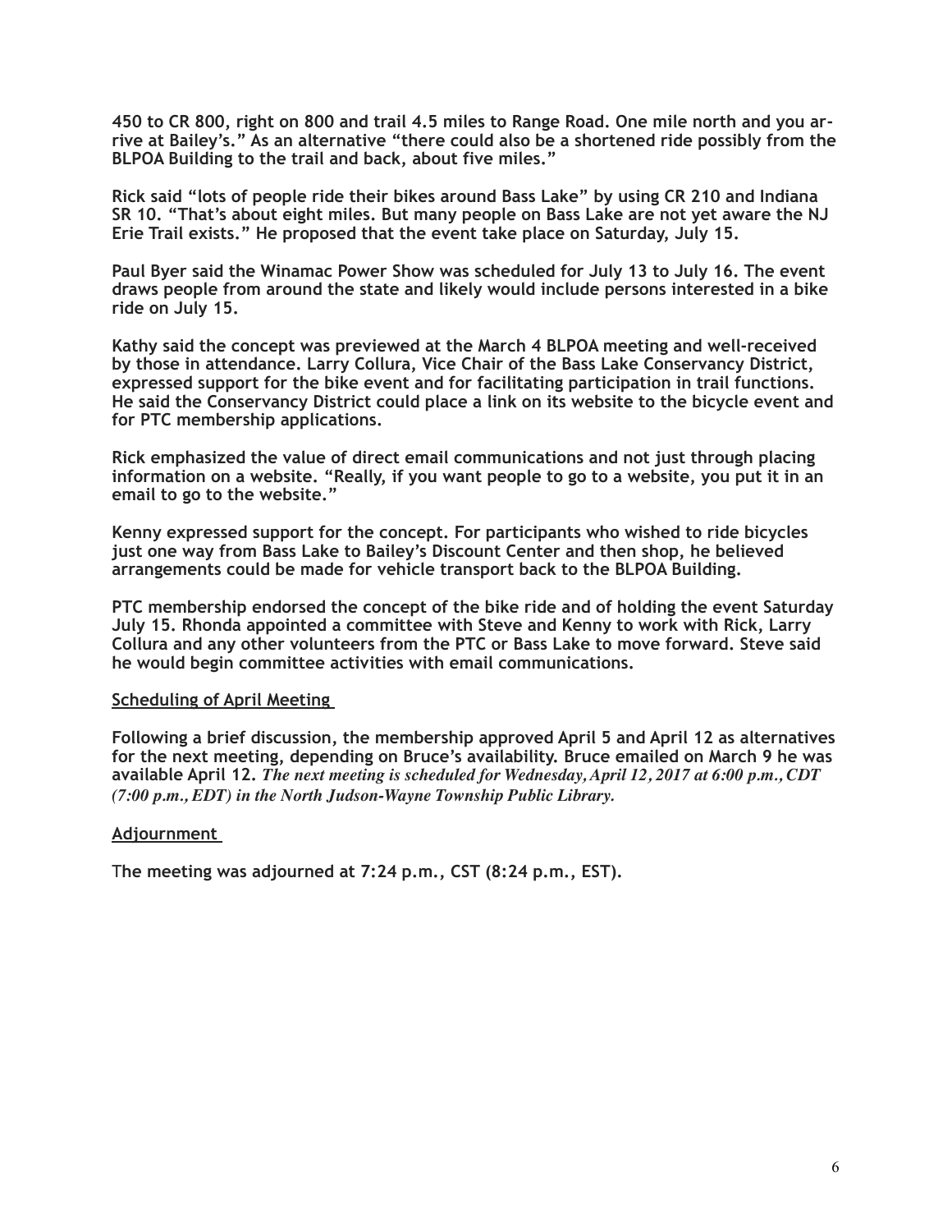**450 to CR 800, right on 800 and trail 4.5 miles to Range Road. One mile north and you arrive at Bailey's." As an alternative "there could also be a shortened ride possibly from the BLPOA Building to the trail and back, about five miles."**

**Rick said "lots of people ride their bikes around Bass Lake" by using CR 210 and Indiana SR 10. "That's about eight miles. But many people on Bass Lake are not yet aware the NJ Erie Trail exists." He proposed that the event take place on Saturday, July 15.**

**Paul Byer said the Winamac Power Show was scheduled for July 13 to July 16. The event draws people from around the state and likely would include persons interested in a bike ride on July 15.**

**Kathy said the concept was previewed at the March 4 BLPOA meeting and well-received by those in attendance. Larry Collura, Vice Chair of the Bass Lake Conservancy District, expressed support for the bike event and for facilitating participation in trail functions. He said the Conservancy District could place a link on its website to the bicycle event and for PTC membership applications.**

**Rick emphasized the value of direct email communications and not just through placing information on a website. "Really, if you want people to go to a website, you put it in an email to go to the website."**

**Kenny expressed support for the concept. For participants who wished to ride bicycles just one way from Bass Lake to Bailey's Discount Center and then shop, he believed arrangements could be made for vehicle transport back to the BLPOA Building.**

**PTC membership endorsed the concept of the bike ride and of holding the event Saturday July 15. Rhonda appointed a committee with Steve and Kenny to work with Rick, Larry Collura and any other volunteers from the PTC or Bass Lake to move forward. Steve said he would begin committee activities with email communications.**

**Scheduling of April Meeting**

**Following a brief discussion, the membership approved April 5 and April 12 as alternatives for the next meeting, depending on Bruce's availability. Bruce emailed on March 9 he was available April 12.** ***The next meeting is scheduled for Wednesday, April 12, 2017 at 6:00 p.m., CDT (7:00 p.m., EDT) in the North Judson-Wayne Township Public Library.***

**Adjournment**

**The meeting was adjourned at 7:24 p.m., CST (8:24 p.m., EST).**